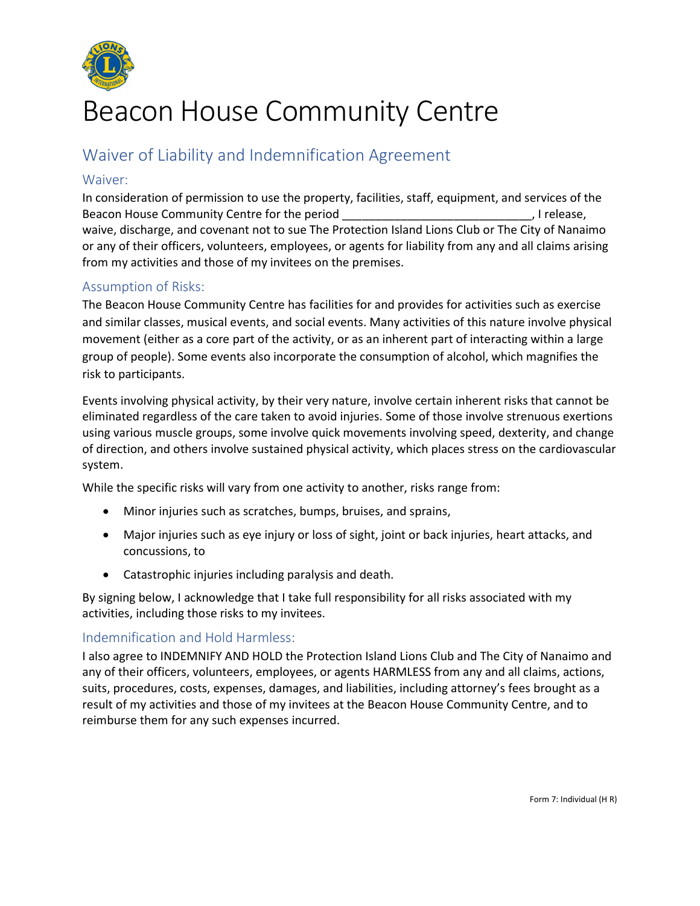# Beacon House Community Centre

## Waiver of Liability and Indemnification Agreement

### Waiver:

In consideration of permission to use the property, facilities, staff, equipment, and services of the Beacon House Community Centre for the period ____________________________, I release, waive, discharge, and covenant not to sue The Protection Island Lions Club or The City of Nanaimo or any of their officers, volunteers, employees, or agents for liability from any and all claims arising from my activities and those of my invitees on the premises.

### Assumption of Risks:

The Beacon House Community Centre has facilities for and provides for activities such as exercise and similar classes, musical events, and social events. Many activities of this nature involve physical movement (either as a core part of the activity, or as an inherent part of interacting within a large group of people). Some events also incorporate the consumption of alcohol, which magnifies the risk to participants.

Events involving physical activity, by their very nature, involve certain inherent risks that cannot be eliminated regardless of the care taken to avoid injuries. Some of those involve strenuous exertions using various muscle groups, some involve quick movements involving speed, dexterity, and change of direction, and others involve sustained physical activity, which places stress on the cardiovascular system.

While the specific risks will vary from one activity to another, risks range from:

- Minor injuries such as scratches, bumps, bruises, and sprains,
- Major injuries such as eye injury or loss of sight, joint or back injuries, heart attacks, and concussions, to
- Catastrophic injuries including paralysis and death.

By signing below, I acknowledge that I take full responsibility for all risks associated with my activities, including those risks to my invitees.

### Indemnification and Hold Harmless:

I also agree to INDEMNIFY AND HOLD the Protection Island Lions Club and The City of Nanaimo and any of their officers, volunteers, employees, or agents HARMLESS from any and all claims, actions, suits, procedures, costs, expenses, damages, and liabilities, including attorney's fees brought as a result of my activities and those of my invitees at the Beacon House Community Centre, and to reimburse them for any such expenses incurred.

Form 7: Individual (H R)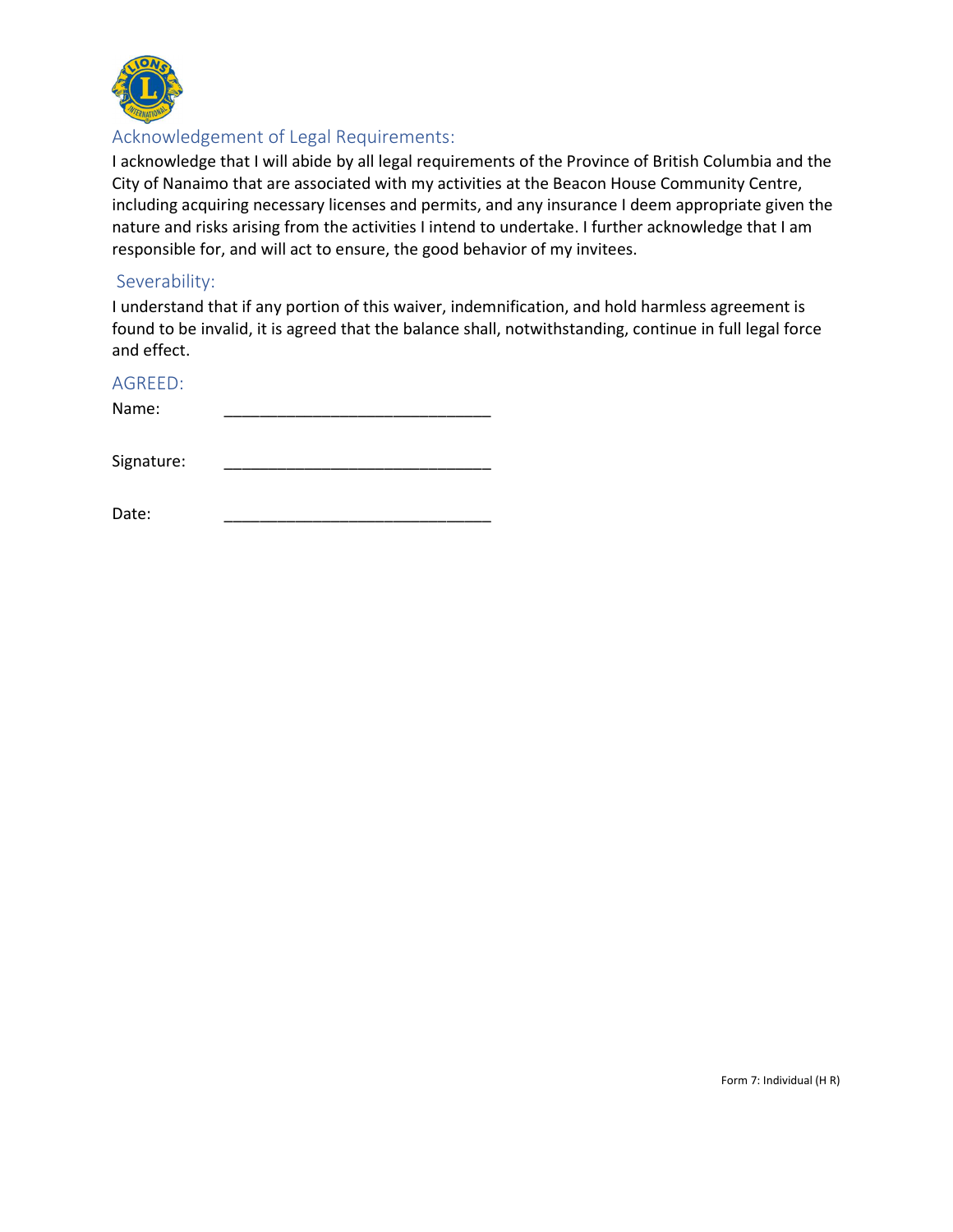## Acknowledgement of Legal Requirements:

I acknowledge that I will abide by all legal requirements of the Province of British Columbia and the City of Nanaimo that are associated with my activities at the Beacon House Community Centre, including acquiring necessary licenses and permits, and any insurance I deem appropriate given the nature and risks arising from the activities I intend to undertake. I further acknowledge that I am responsible for, and will act to ensure, the good behavior of my invitees.

## Severability:

I understand that if any portion of this waiver, indemnification, and hold harmless agreement is found to be invalid, it is agreed that the balance shall, notwithstanding, continue in full legal force and effect.

## AGREED:

Name: ______________________________

Signature: ______________________________

Date: ______________________________

Form 7: Individual (H R)